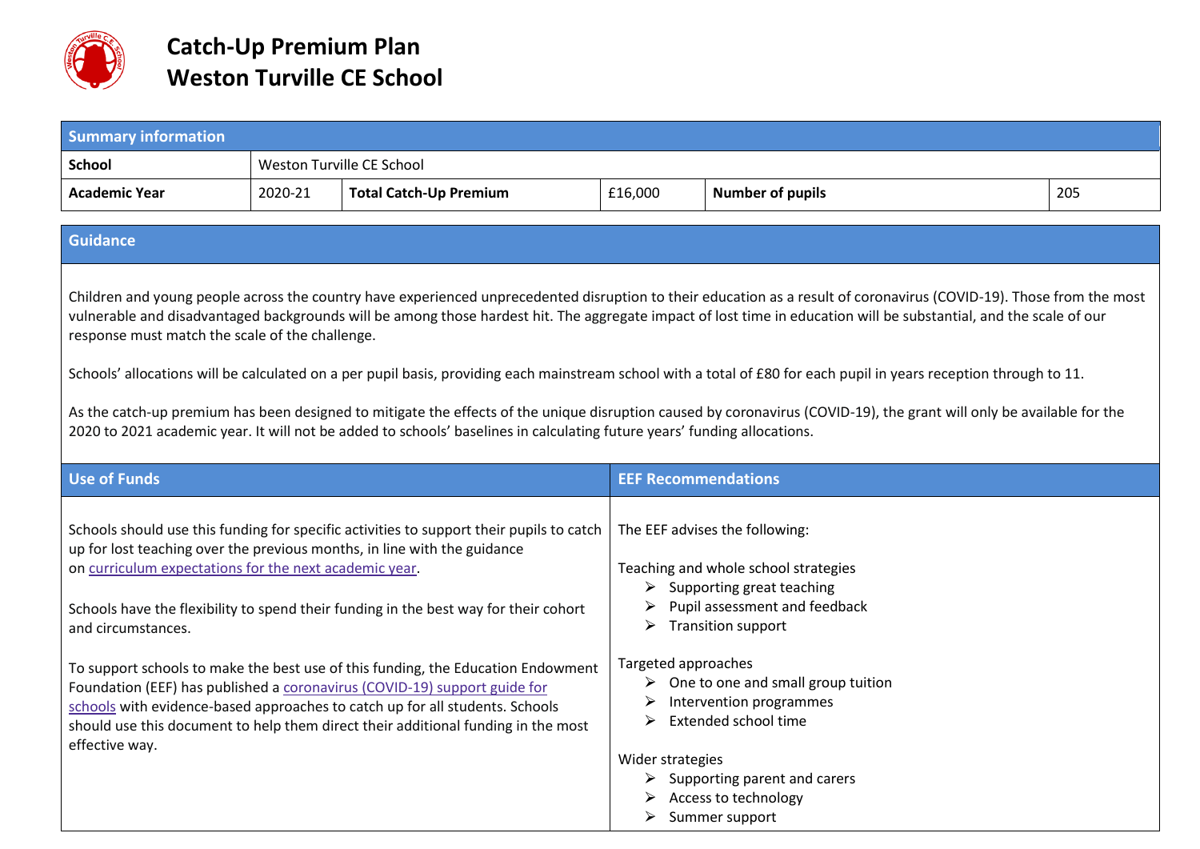# Catch-Up Premium Plan
# Weston Turville CE School

| Summary information | | | | | |
|---|---|---|---|---|---|
| **School** | Weston Turville CE School | | | | |
| **Academic Year** | 2020-21 | **Total Catch-Up Premium** | £16,000 | **Number of pupils** | 205 |

## Guidance

Children and young people across the country have experienced unprecedented disruption to their education as a result of coronavirus (COVID-19). Those from the most vulnerable and disadvantaged backgrounds will be among those hardest hit. The aggregate impact of lost time in education will be substantial, and the scale of our response must match the scale of the challenge.

Schools' allocations will be calculated on a per pupil basis, providing each mainstream school with a total of £80 for each pupil in years reception through to 11.

As the catch-up premium has been designed to mitigate the effects of the unique disruption caused by coronavirus (COVID-19), the grant will only be available for the 2020 to 2021 academic year. It will not be added to schools' baselines in calculating future years' funding allocations.

## Use of Funds

Schools should use this funding for specific activities to support their pupils to catch up for lost teaching over the previous months, in line with the guidance on curriculum expectations for the next academic year.

Schools have the flexibility to spend their funding in the best way for their cohort and circumstances.

To support schools to make the best use of this funding, the Education Endowment Foundation (EEF) has published a coronavirus (COVID-19) support guide for schools with evidence-based approaches to catch up for all students. Schools should use this document to help them direct their additional funding in the most effective way.

## EEF Recommendations

The EEF advises the following:

Teaching and whole school strategies
- Supporting great teaching
- Pupil assessment and feedback
- Transition support

Targeted approaches
- One to one and small group tuition
- Intervention programmes
- Extended school time

Wider strategies
- Supporting parent and carers
- Access to technology
- Summer support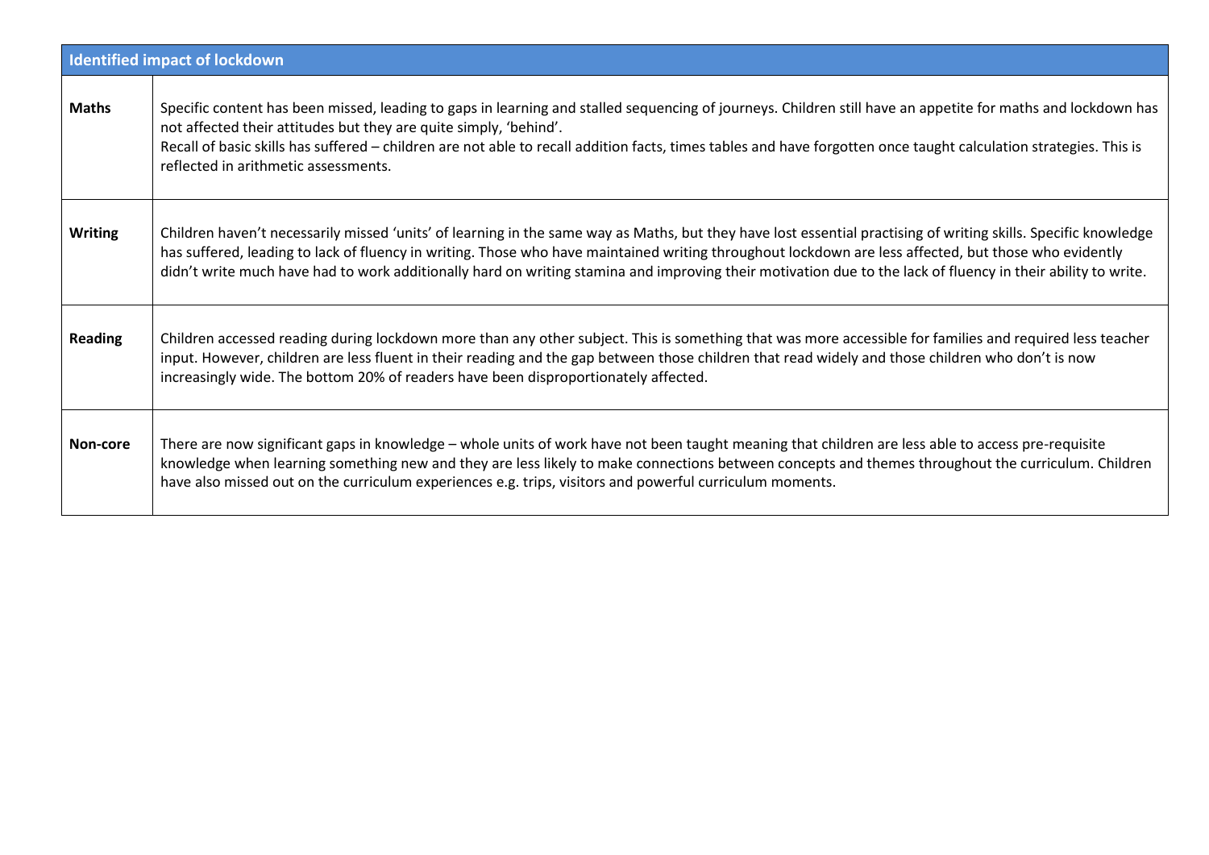| Identified impact of lockdown | |
|---|---|
| **Maths** | Specific content has been missed, leading to gaps in learning and stalled sequencing of journeys. Children still have an appetite for maths and lockdown has not affected their attitudes but they are quite simply, 'behind'.<br>Recall of basic skills has suffered – children are not able to recall addition facts, times tables and have forgotten once taught calculation strategies. This is reflected in arithmetic assessments. |
| **Writing** | Children haven't necessarily missed 'units' of learning in the same way as Maths, but they have lost essential practising of writing skills. Specific knowledge has suffered, leading to lack of fluency in writing. Those who have maintained writing throughout lockdown are less affected, but those who evidently didn't write much have had to work additionally hard on writing stamina and improving their motivation due to the lack of fluency in their ability to write. |
| **Reading** | Children accessed reading during lockdown more than any other subject. This is something that was more accessible for families and required less teacher input. However, children are less fluent in their reading and the gap between those children that read widely and those children who don't is now increasingly wide. The bottom 20% of readers have been disproportionately affected. |
| **Non-core** | There are now significant gaps in knowledge – whole units of work have not been taught meaning that children are less able to access pre-requisite knowledge when learning something new and they are less likely to make connections between concepts and themes throughout the curriculum. Children have also missed out on the curriculum experiences e.g. trips, visitors and powerful curriculum moments. |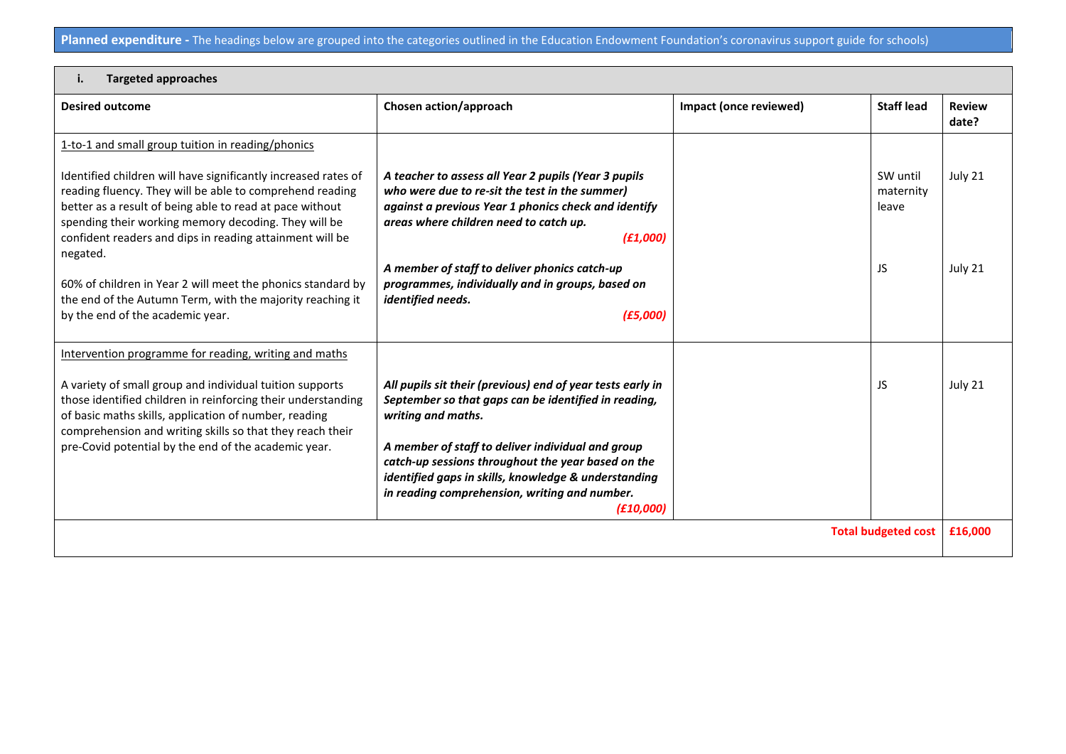**Planned expenditure -** The headings below are grouped into the categories outlined in the Education Endowment Foundation's coronavirus support guide for schools)

| **i. Targeted approaches** | | | | |
|---|---|---|---|---|
| **Desired outcome** | **Chosen action/approach** | **Impact (once reviewed)** | **Staff lead** | **Review date?** |
| 1-to-1 and small group tuition in reading/phonics<br><br>Identified children will have significantly increased rates of reading fluency. They will be able to comprehend reading better as a result of being able to read at pace without spending their working memory decoding. They will be confident readers and dips in reading attainment will be negated.<br><br>60% of children in Year 2 will meet the phonics standard by the end of the Autumn Term, with the majority reaching it by the end of the academic year. | ***A teacher to assess all Year 2 pupils (Year 3 pupils who were due to re-sit the test in the summer) against a previous Year 1 phonics check and identify areas where children need to catch up.*** ***(£1,000)***<br><br>***A member of staff to deliver phonics catch-up programmes, individually and in groups, based on identified needs.*** ***(£5,000)*** | | SW until maternity leave<br><br>JS | July 21<br><br>July 21 |
| Intervention programme for reading, writing and maths<br><br>A variety of small group and individual tuition supports those identified children in reinforcing their understanding of basic maths skills, application of number, reading comprehension and writing skills so that they reach their pre-Covid potential by the end of the academic year. | ***All pupils sit their (previous) end of year tests early in September so that gaps can be identified in reading, writing and maths.***<br><br>***A member of staff to deliver individual and group catch-up sessions throughout the year based on the identified gaps in skills, knowledge & understanding in reading comprehension, writing and number.*** ***(£10,000)*** | | JS | July 21 |
| | | | **Total budgeted cost** | **£16,000** |